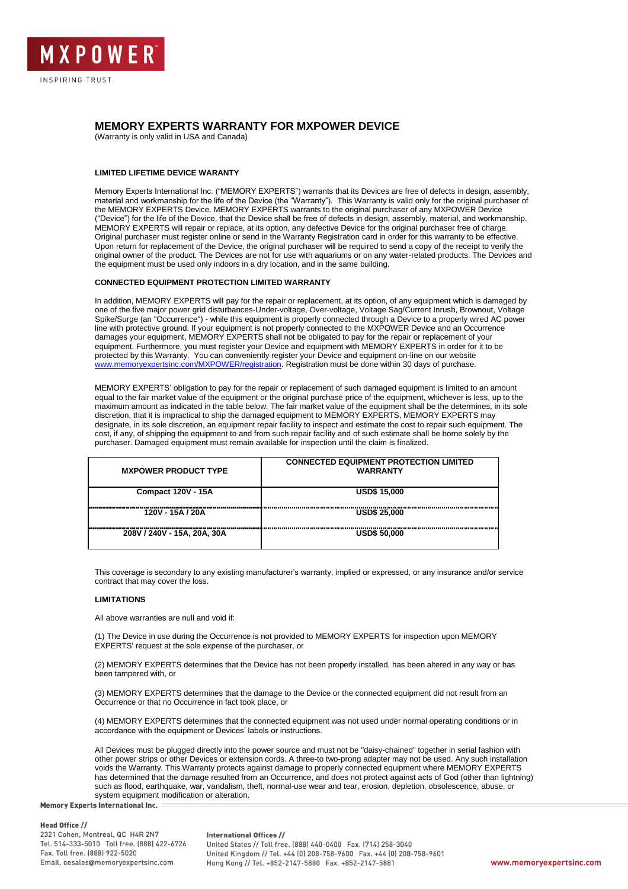MXPOWER™

INSPIRING TRUST

# MEMORY EXPERTS WARRANTY FOR MXPOWER DEVICE

(Warranty is only valid in USA and Canada)

## LIMITED LIFETIME DEVICE WARANTY

Memory Experts International Inc. ("MEMORY EXPERTS") warrants that its Devices are free of defects in design, assembly, material and workmanship for the life of the Device (the "Warranty"). This Warranty is valid only for the original purchaser of the MEMORY EXPERTS Device. MEMORY EXPERTS warrants to the original purchaser of any MXPOWER Device ("Device") for the life of the Device, that the Device shall be free of defects in design, assembly, material, and workmanship. MEMORY EXPERTS will repair or replace, at its option, any defective Device for the original purchaser free of charge. Original purchaser must register online or send in the Warranty Registration card in order for this warranty to be effective. Upon return for replacement of the Device, the original purchaser will be required to send a copy of the receipt to verify the original owner of the product. The Devices are not for use with aquariums or on any water-related products. The Devices and the equipment must be used only indoors in a dry location, and in the same building.

## CONNECTED EQUIPMENT PROTECTION LIMITED WARRANTY

In addition, MEMORY EXPERTS will pay for the repair or replacement, at its option, of any equipment which is damaged by one of the five major power grid disturbances-Under-voltage, Over-voltage, Voltage Sag/Current Inrush, Brownout, Voltage Spike/Surge (an "Occurrence") - while this equipment is properly connected through a Device to a properly wired AC power line with protective ground. If your equipment is not properly connected to the MXPOWER Device and an Occurrence damages your equipment, MEMORY EXPERTS shall not be obligated to pay for the repair or replacement of your equipment. Furthermore, you must register your Device and equipment with MEMORY EXPERTS in order for it to be protected by this Warranty. You can conveniently register your Device and equipment on-line on our website www.memoryexpertsinc.com/MXPOWER/registration. Registration must be done within 30 days of purchase.

MEMORY EXPERTS' obligation to pay for the repair or replacement of such damaged equipment is limited to an amount equal to the fair market value of the equipment or the original purchase price of the equipment, whichever is less, up to the maximum amount as indicated in the table below. The fair market value of the equipment shall be the determines, in its sole discretion, that it is impractical to ship the damaged equipment to MEMORY EXPERTS, MEMORY EXPERTS may designate, in its sole discretion, an equipment repair facility to inspect and estimate the cost to repair such equipment. The cost, if any, of shipping the equipment to and from such repair facility and of such estimate shall be borne solely by the purchaser. Damaged equipment must remain available for inspection until the claim is finalized.

| MXPOWER PRODUCT TYPE | CONNECTED EQUIPMENT PROTECTION LIMITED WARRANTY |
|---|---|
| Compact 120V - 15A | USD$ 15,000 |
| 120V - 15A / 20A | USD$ 25,000 |
| 208V / 240V - 15A, 20A, 30A | USD$ 50,000 |

This coverage is secondary to any existing manufacturer's warranty, implied or expressed, or any insurance and/or service contract that may cover the loss.

## LIMITATIONS

All above warranties are null and void if:

(1) The Device in use during the Occurrence is not provided to MEMORY EXPERTS for inspection upon MEMORY EXPERTS' request at the sole expense of the purchaser, or

(2) MEMORY EXPERTS determines that the Device has not been properly installed, has been altered in any way or has been tampered with, or

(3) MEMORY EXPERTS determines that the damage to the Device or the connected equipment did not result from an Occurrence or that no Occurrence in fact took place, or

(4) MEMORY EXPERTS determines that the connected equipment was not used under normal operating conditions or in accordance with the equipment or Devices' labels or instructions.

All Devices must be plugged directly into the power source and must not be "daisy-chained" together in serial fashion with other power strips or other Devices or extension cords. A three-to two-prong adapter may not be used. Any such installation voids the Warranty. This Warranty protects against damage to properly connected equipment where MEMORY EXPERTS has determined that the damage resulted from an Occurrence, and does not protect against acts of God (other than lightning) such as flood, earthquake, war, vandalism, theft, normal-use wear and tear, erosion, depletion, obsolescence, abuse, or system equipment modification or alteration.

Memory Experts International Inc.

Head Office //
2321 Cohen, Montreal, QC H4R 2N7
Tel. 514-333-5010 Toll free. (888) 422-6726
Fax. Toll free. (888) 922-5020
Email. oesales@memoryexpertsinc.com

International Offices //
United States // Toll free. (888) 440-0400 Fax. (714) 258-3040
United Kingdom // Tel. +44 (0) 208-758-9600 Fax. +44 (0) 208-758-9601
Hong Kong // Tel. +852-2147-5880 Fax. +852-2147-5881

www.memoryexpertsinc.com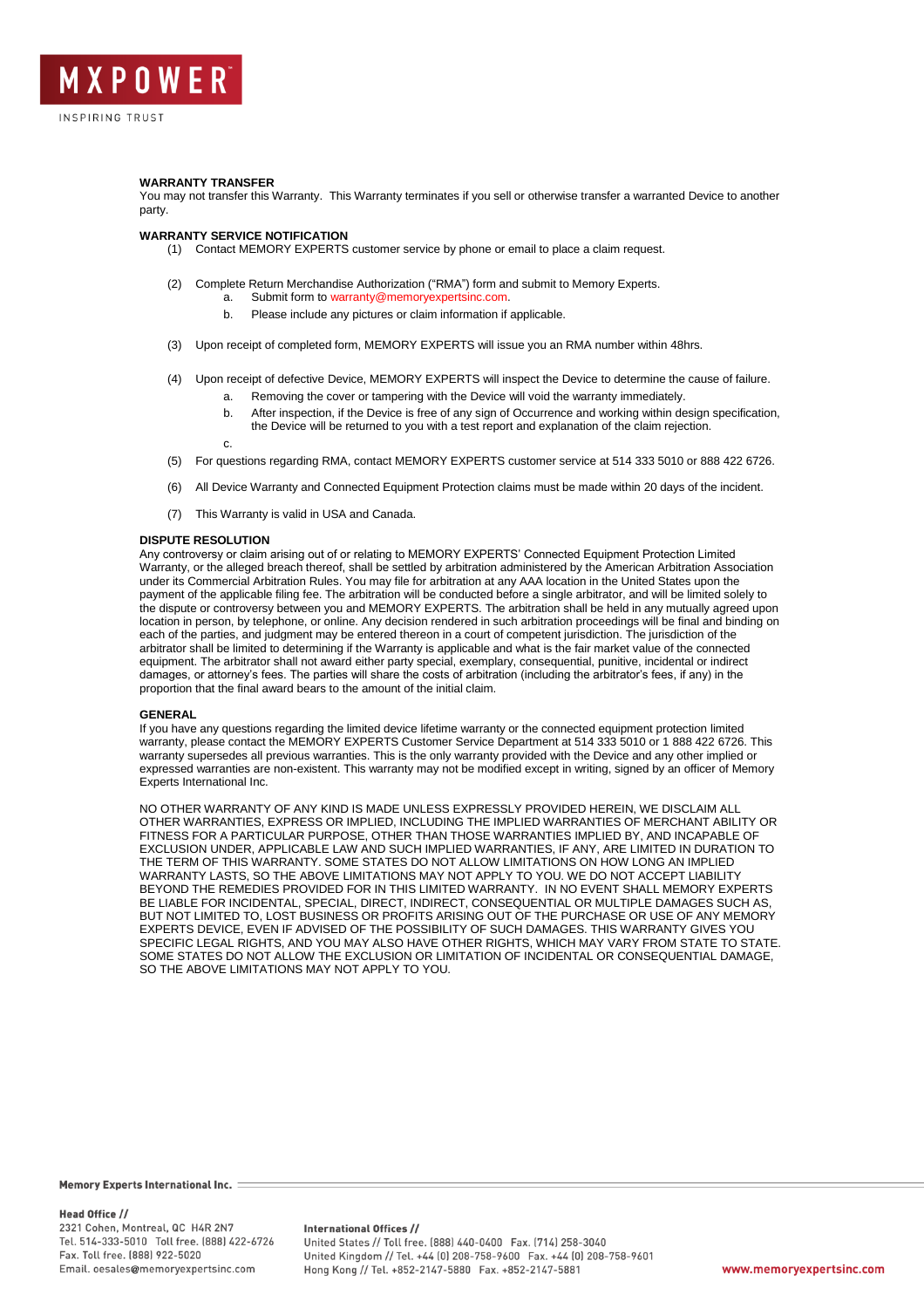**WARRANTY TRANSFER**

You may not transfer this Warranty. This Warranty terminates if you sell or otherwise transfer a warranted Device to another party.

**WARRANTY SERVICE NOTIFICATION**

(1) Contact MEMORY EXPERTS customer service by phone or email to place a claim request.

(2) Complete Return Merchandise Authorization ("RMA") form and submit to Memory Experts.
   a. Submit form to warranty@memoryexpertsinc.com.
   b. Please include any pictures or claim information if applicable.

(3) Upon receipt of completed form, MEMORY EXPERTS will issue you an RMA number within 48hrs.

(4) Upon receipt of defective Device, MEMORY EXPERTS will inspect the Device to determine the cause of failure.
   a. Removing the cover or tampering with the Device will void the warranty immediately.
   b. After inspection, if the Device is free of any sign of Occurrence and working within design specification, the Device will be returned to you with a test report and explanation of the claim rejection.
   c.

(5) For questions regarding RMA, contact MEMORY EXPERTS customer service at 514 333 5010 or 888 422 6726.

(6) All Device Warranty and Connected Equipment Protection claims must be made within 20 days of the incident.

(7) This Warranty is valid in USA and Canada.

**DISPUTE RESOLUTION**

Any controversy or claim arising out of or relating to MEMORY EXPERTS' Connected Equipment Protection Limited Warranty, or the alleged breach thereof, shall be settled by arbitration administered by the American Arbitration Association under its Commercial Arbitration Rules. You may file for arbitration at any AAA location in the United States upon the payment of the applicable filing fee. The arbitration will be conducted before a single arbitrator, and will be limited solely to the dispute or controversy between you and MEMORY EXPERTS. The arbitration shall be held in any mutually agreed upon location in person, by telephone, or online. Any decision rendered in such arbitration proceedings will be final and binding on each of the parties, and judgment may be entered thereon in a court of competent jurisdiction. The jurisdiction of the arbitrator shall be limited to determining if the Warranty is applicable and what is the fair market value of the connected equipment. The arbitrator shall not award either party special, exemplary, consequential, punitive, incidental or indirect damages, or attorney's fees. The parties will share the costs of arbitration (including the arbitrator's fees, if any) in the proportion that the final award bears to the amount of the initial claim.

**GENERAL**

If you have any questions regarding the limited device lifetime warranty or the connected equipment protection limited warranty, please contact the MEMORY EXPERTS Customer Service Department at 514 333 5010 or 1 888 422 6726. This warranty supersedes all previous warranties. This is the only warranty provided with the Device and any other implied or expressed warranties are non-existent. This warranty may not be modified except in writing, signed by an officer of Memory Experts International Inc.

NO OTHER WARRANTY OF ANY KIND IS MADE UNLESS EXPRESSLY PROVIDED HEREIN, WE DISCLAIM ALL OTHER WARRANTIES, EXPRESS OR IMPLIED, INCLUDING THE IMPLIED WARRANTIES OF MERCHANT ABILITY OR FITNESS FOR A PARTICULAR PURPOSE, OTHER THAN THOSE WARRANTIES IMPLIED BY, AND INCAPABLE OF EXCLUSION UNDER, APPLICABLE LAW AND SUCH IMPLIED WARRANTIES, IF ANY, ARE LIMITED IN DURATION TO THE TERM OF THIS WARRANTY. SOME STATES DO NOT ALLOW LIMITATIONS ON HOW LONG AN IMPLIED WARRANTY LASTS, SO THE ABOVE LIMITATIONS MAY NOT APPLY TO YOU. WE DO NOT ACCEPT LIABILITY BEYOND THE REMEDIES PROVIDED FOR IN THIS LIMITED WARRANTY. IN NO EVENT SHALL MEMORY EXPERTS BE LIABLE FOR INCIDENTAL, SPECIAL, DIRECT, INDIRECT, CONSEQUENTIAL OR MULTIPLE DAMAGES SUCH AS, BUT NOT LIMITED TO, LOST BUSINESS OR PROFITS ARISING OUT OF THE PURCHASE OR USE OF ANY MEMORY EXPERTS DEVICE, EVEN IF ADVISED OF THE POSSIBILITY OF SUCH DAMAGES. THIS WARRANTY GIVES YOU SPECIFIC LEGAL RIGHTS, AND YOU MAY ALSO HAVE OTHER RIGHTS, WHICH MAY VARY FROM STATE TO STATE. SOME STATES DO NOT ALLOW THE EXCLUSION OR LIMITATION OF INCIDENTAL OR CONSEQUENTIAL DAMAGE, SO THE ABOVE LIMITATIONS MAY NOT APPLY TO YOU.